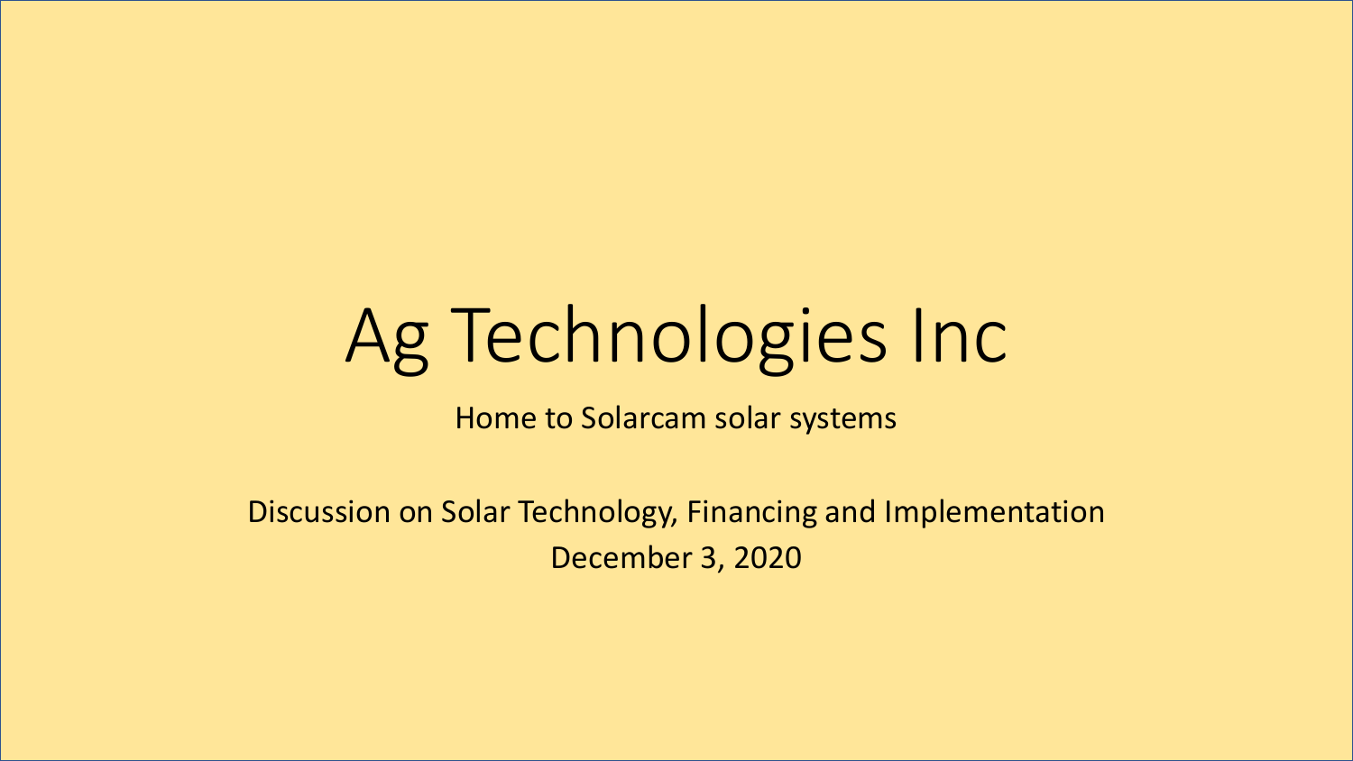# Ag Technologies Inc

Home to Solarcam solar systems

Discussion on Solar Technology, Financing and Implementation

December 3, 2020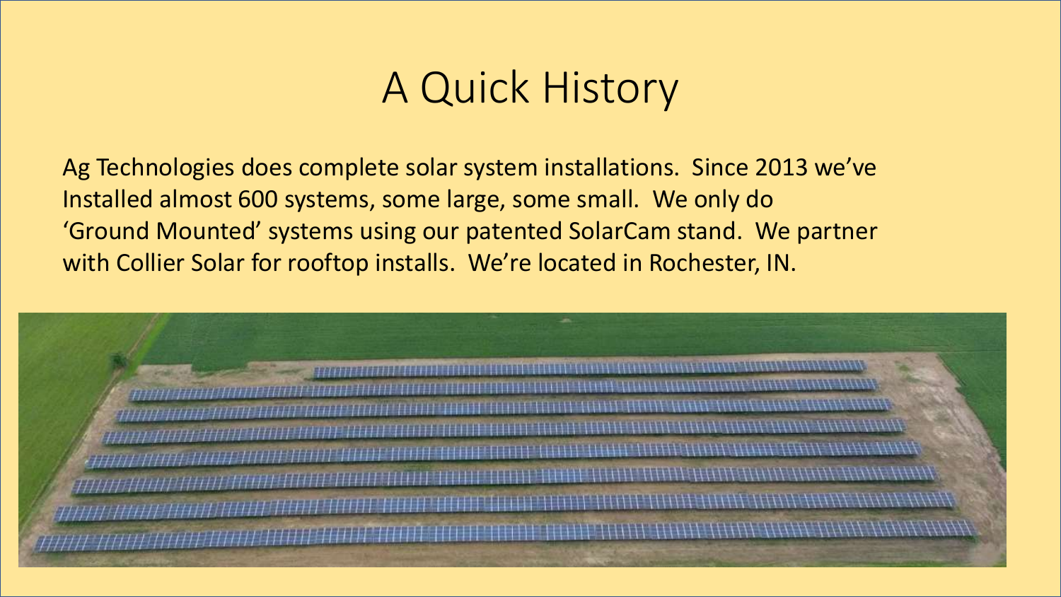# A Quick History

Ag Technologies does complete solar system installations. Since 2013 we've Installed almost 600 systems, some large, some small. We only do 'Ground Mounted' systems using our patented SolarCam stand. We partner with Collier Solar for rooftop installs. We're located in Rochester, IN.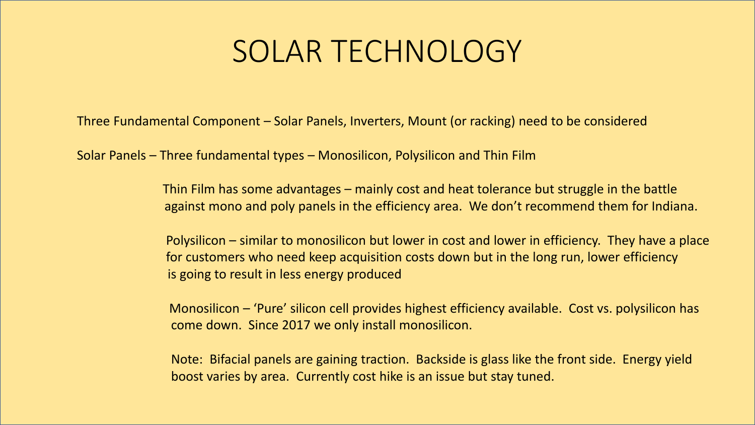# SOLAR TECHNOLOGY

Three Fundamental Component – Solar Panels, Inverters, Mount (or racking) need to be considered

Solar Panels – Three fundamental types – Monosilicon, Polysilicon and Thin Film

Thin Film has some advantages – mainly cost and heat tolerance but struggle in the battle against mono and poly panels in the efficiency area. We don't recommend them for Indiana.

Polysilicon – similar to monosilicon but lower in cost and lower in efficiency. They have a place for customers who need keep acquisition costs down but in the long run, lower efficiency is going to result in less energy produced

Monosilicon – 'Pure' silicon cell provides highest efficiency available. Cost vs. polysilicon has come down. Since 2017 we only install monosilicon.

Note: Bifacial panels are gaining traction. Backside is glass like the front side. Energy yield boost varies by area. Currently cost hike is an issue but stay tuned.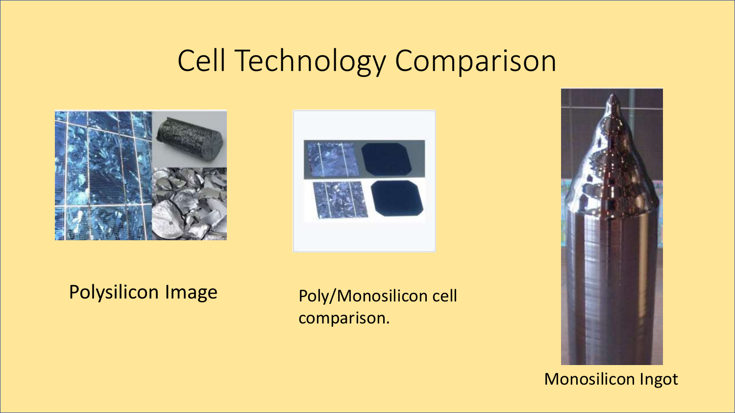# Cell Technology Comparison

Polysilicon Image

Poly/Monosilicon cell comparison.

Monosilicon Ingot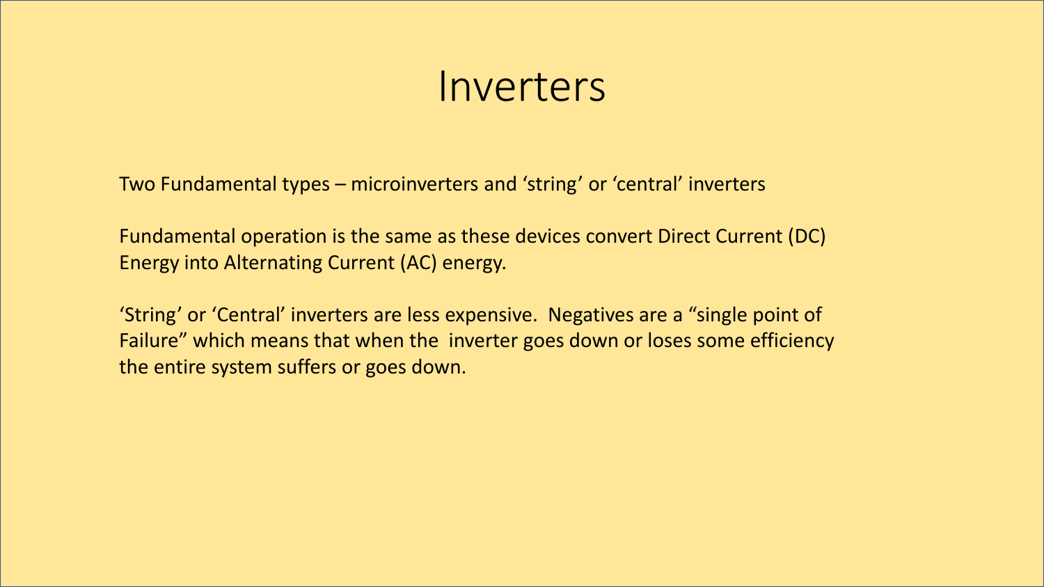# Inverters

Two Fundamental types – microinverters and 'string' or 'central' inverters

Fundamental operation is the same as these devices convert Direct Current (DC) Energy into Alternating Current (AC) energy.

'String' or 'Central' inverters are less expensive.  Negatives are a "single point of Failure" which means that when the  inverter goes down or loses some efficiency the entire system suffers or goes down.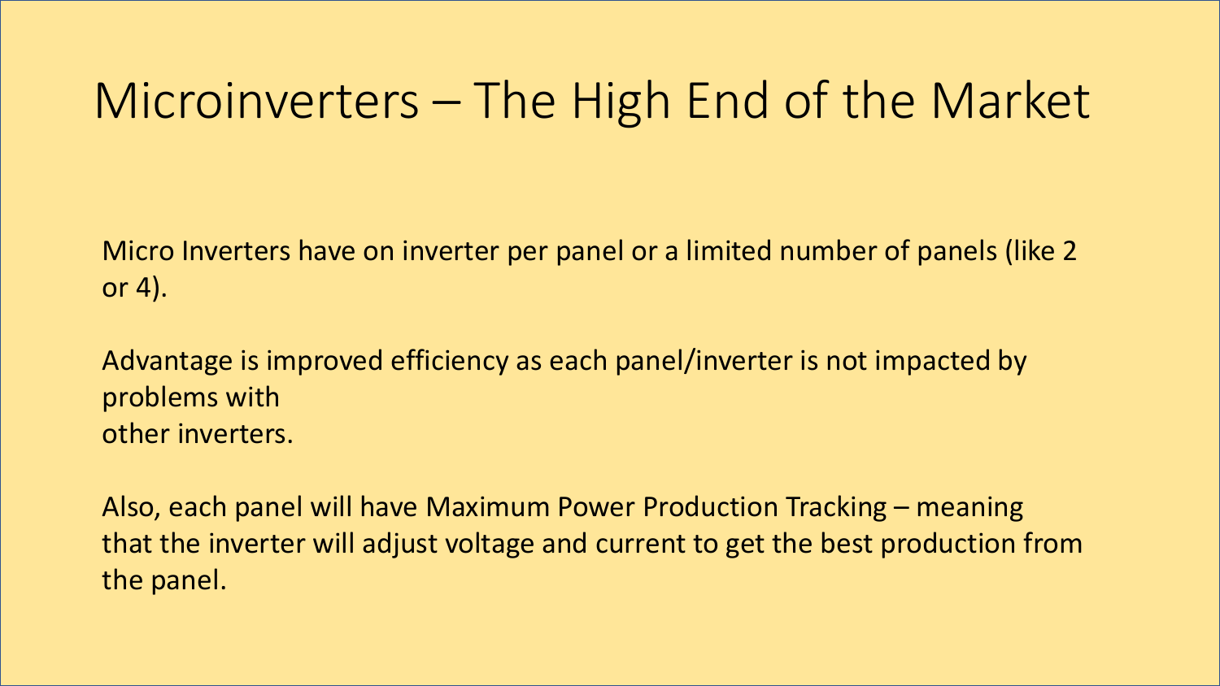# Microinverters – The High End of the Market

Micro Inverters have on inverter per panel or a limited number of panels (like 2 or 4).

Advantage is improved efficiency as each panel/inverter is not impacted by problems with
other inverters.

Also, each panel will have Maximum Power Production Tracking – meaning that the inverter will adjust voltage and current to get the best production from the panel.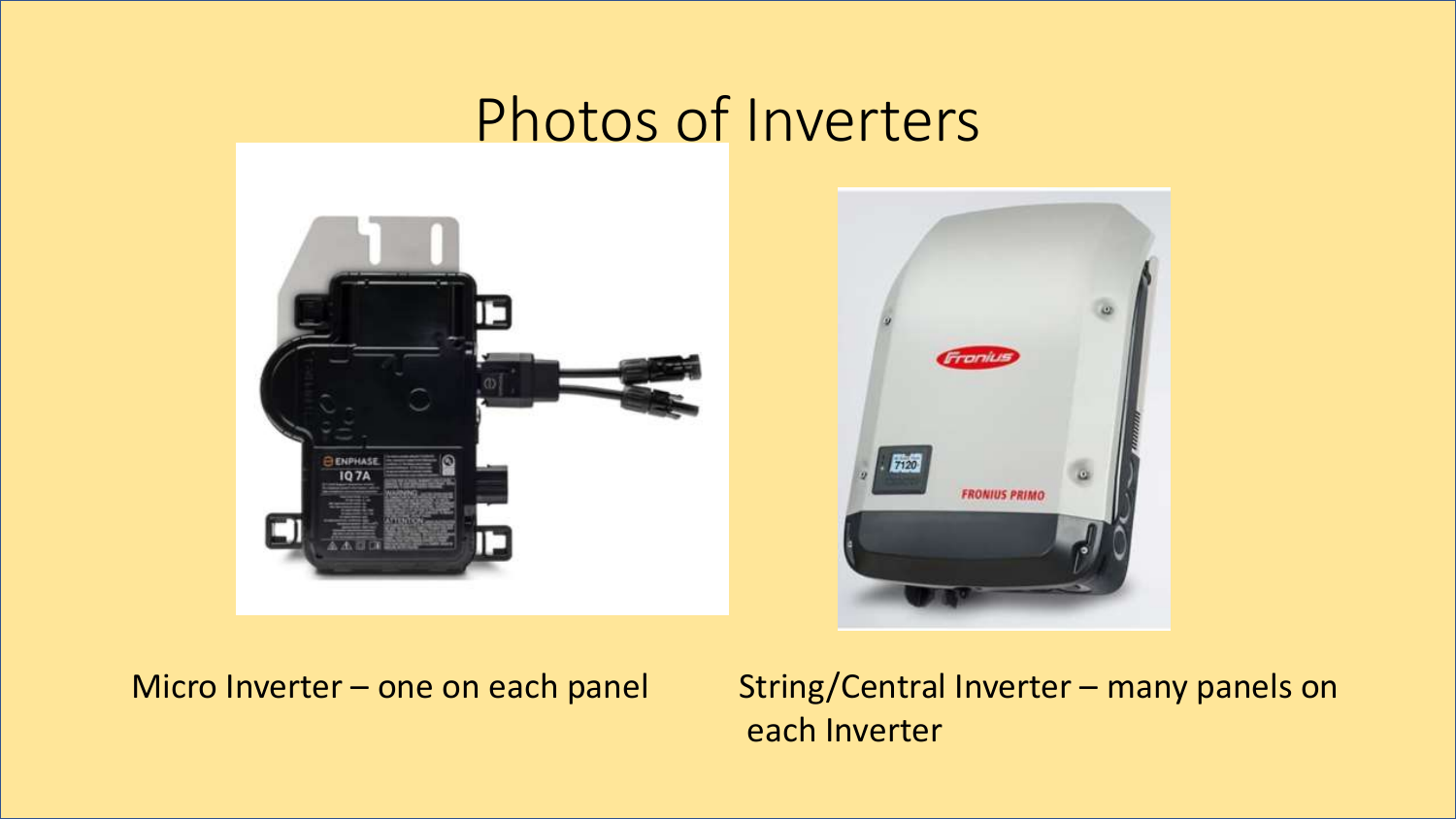# Photos of Inverters

Micro Inverter – one on each panel

String/Central Inverter – many panels on each Inverter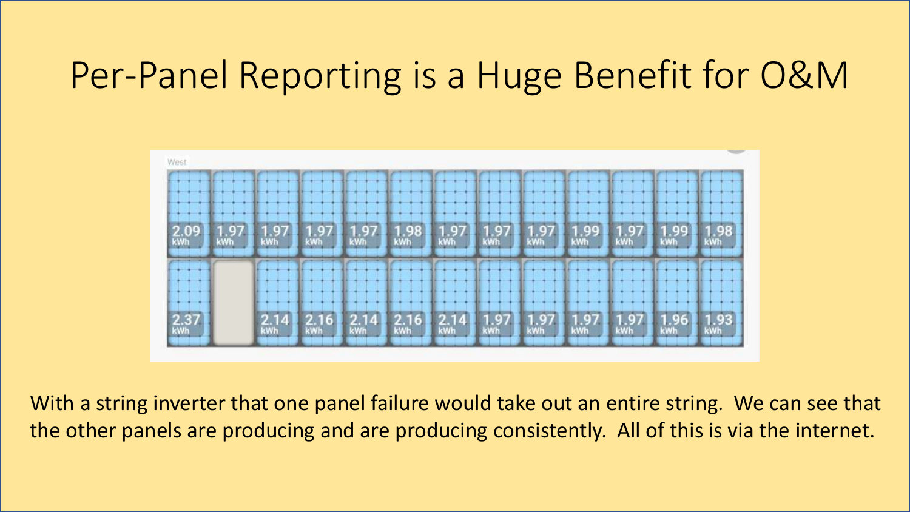# Per-Panel Reporting is a Huge Benefit for O&M

West

| 2.09 kWh | 1.97 kWh | 1.97 kWh | 1.97 kWh | 1.97 kWh | 1.98 kWh | 1.97 kWh | 1.97 kWh | 1.97 kWh | 1.99 kWh | 1.97 kWh | 1.99 kWh | 1.98 kWh |
|---|---|---|---|---|---|---|---|---|---|---|---|---|
| 2.37 kWh | | 2.14 kWh | 2.16 kWh | 2.14 kWh | 2.16 kWh | 2.14 kWh | 1.97 kWh | 1.97 kWh | 1.97 kWh | 1.97 kWh | 1.96 kWh | 1.93 kWh |

With a string inverter that one panel failure would take out an entire string. We can see that the other panels are producing and are producing consistently. All of this is via the internet.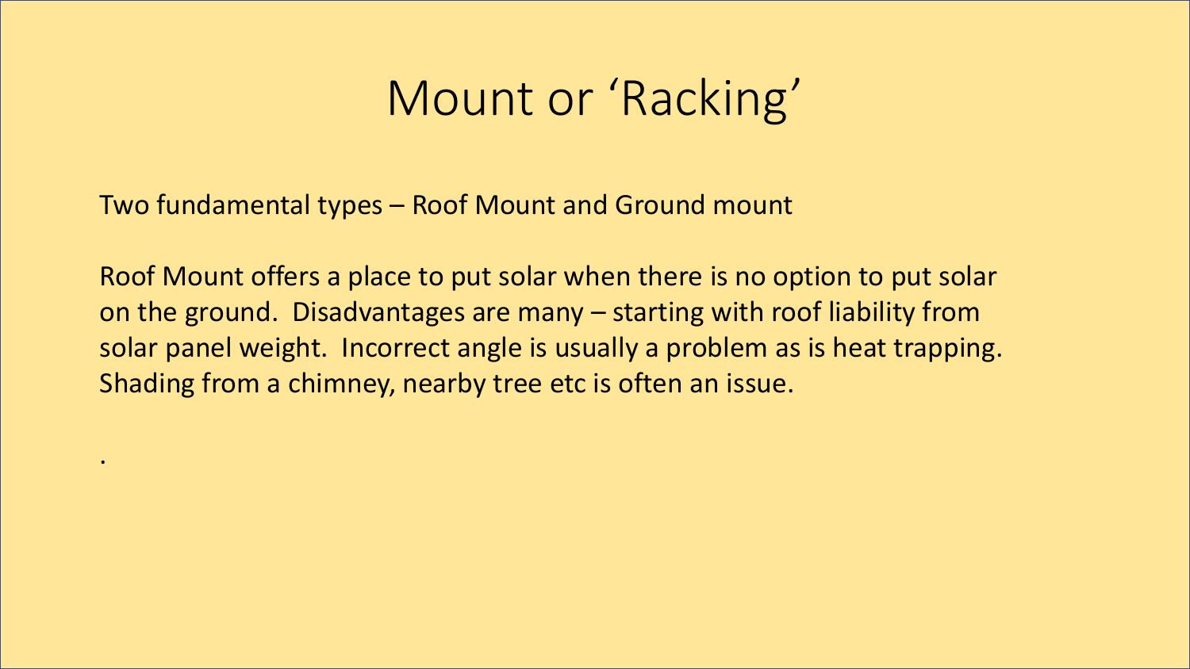# Mount or 'Racking'

Two fundamental types – Roof Mount and Ground mount

Roof Mount offers a place to put solar when there is no option to put solar on the ground. Disadvantages are many – starting with roof liability from solar panel weight. Incorrect angle is usually a problem as is heat trapping. Shading from a chimney, nearby tree etc is often an issue.

.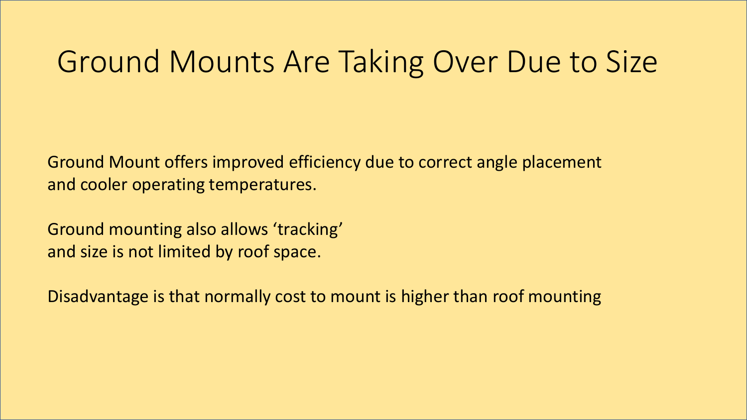# Ground Mounts Are Taking Over Due to Size

Ground Mount offers improved efficiency due to correct angle placement and cooler operating temperatures.

Ground mounting also allows ‘tracking’ and size is not limited by roof space.

Disadvantage is that normally cost to mount is higher than roof mounting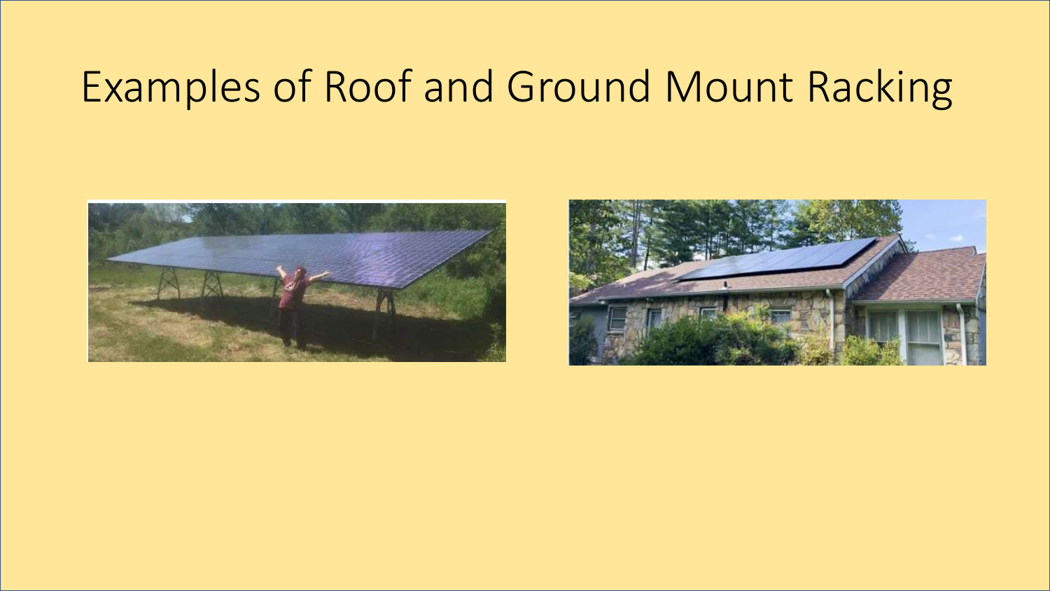# Examples of Roof and Ground Mount Racking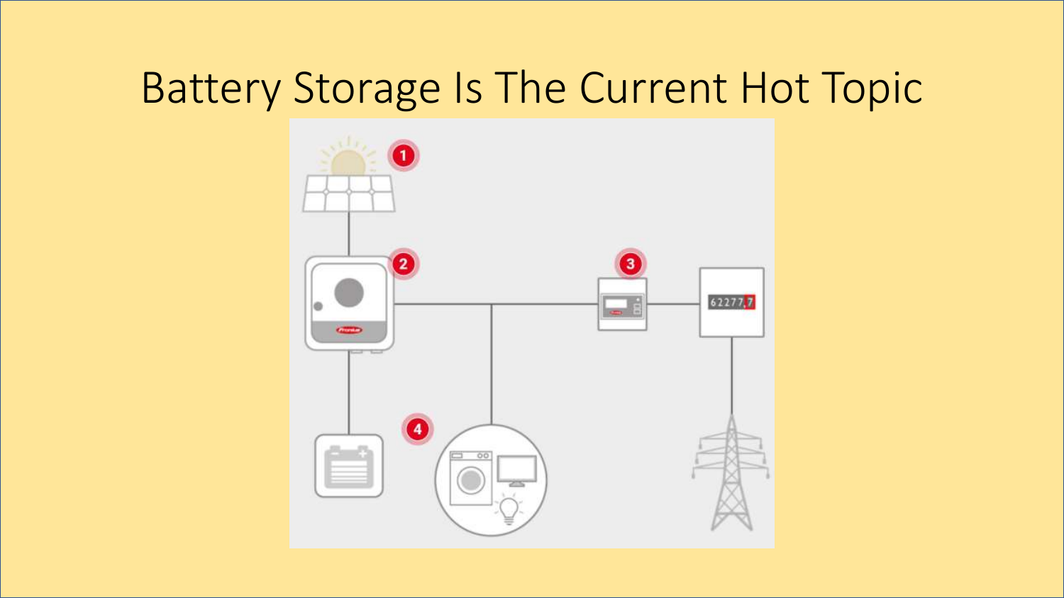# Battery Storage Is The Current Hot Topic

1

2

3

4

62277,7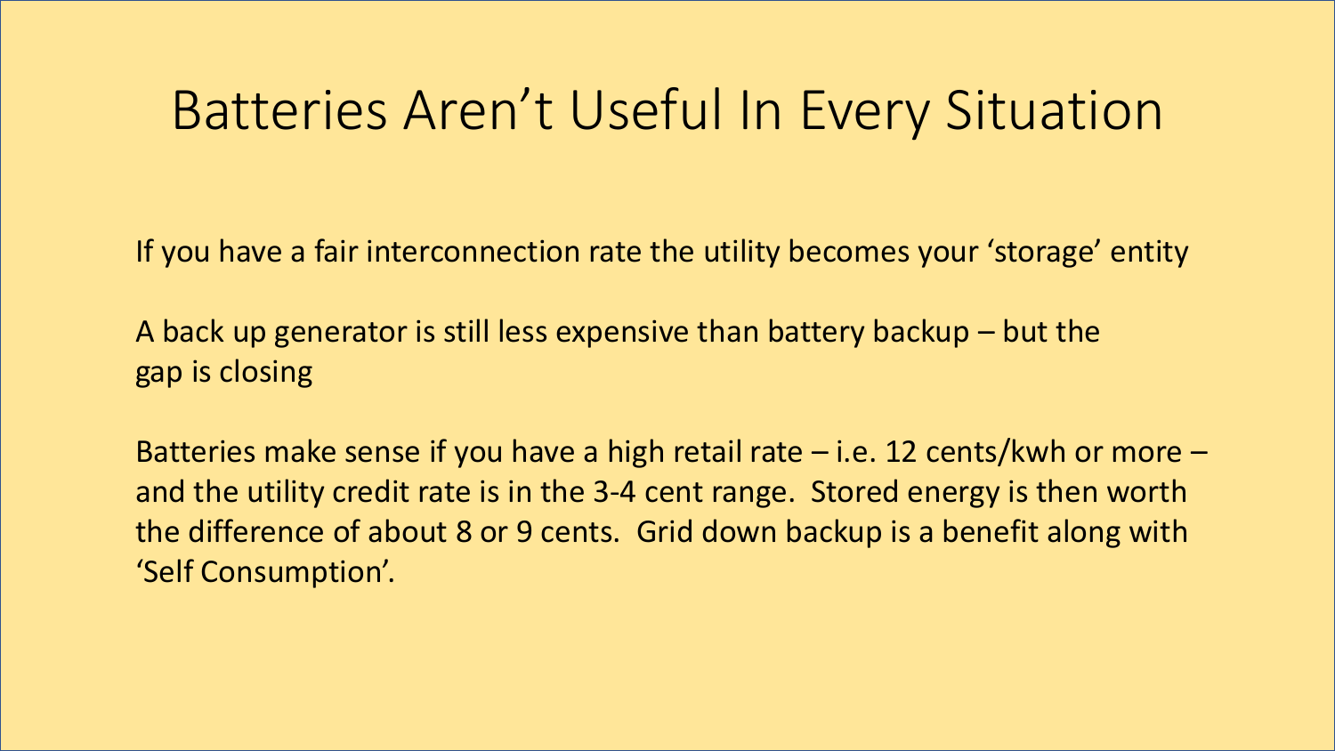# Batteries Aren't Useful In Every Situation

If you have a fair interconnection rate the utility becomes your 'storage' entity

A back up generator is still less expensive than battery backup – but the gap is closing

Batteries make sense if you have a high retail rate – i.e. 12 cents/kwh or more – and the utility credit rate is in the 3-4 cent range. Stored energy is then worth the difference of about 8 or 9 cents. Grid down backup is a benefit along with 'Self Consumption'.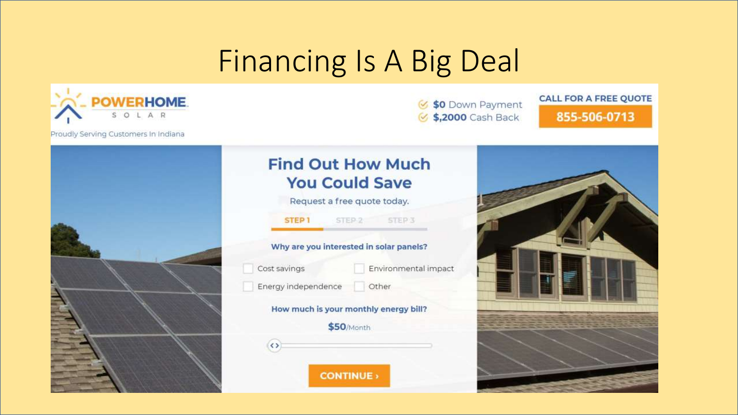# Financing Is A Big Deal

POWERHOME SOLAR

Proudly Serving Customers In Indiana

**$0** Down Payment

**$,2000** Cash Back

CALL FOR A FREE QUOTE

855-506-0713

## Find Out How Much You Could Save

Request a free quote today.

STEP 1 STEP 2 STEP 3

**Why are you interested in solar panels?**

- Cost savings
- Environmental impact
- Energy independence
- Other

**How much is your monthly energy bill?**

**$50**/Month

CONTINUE ›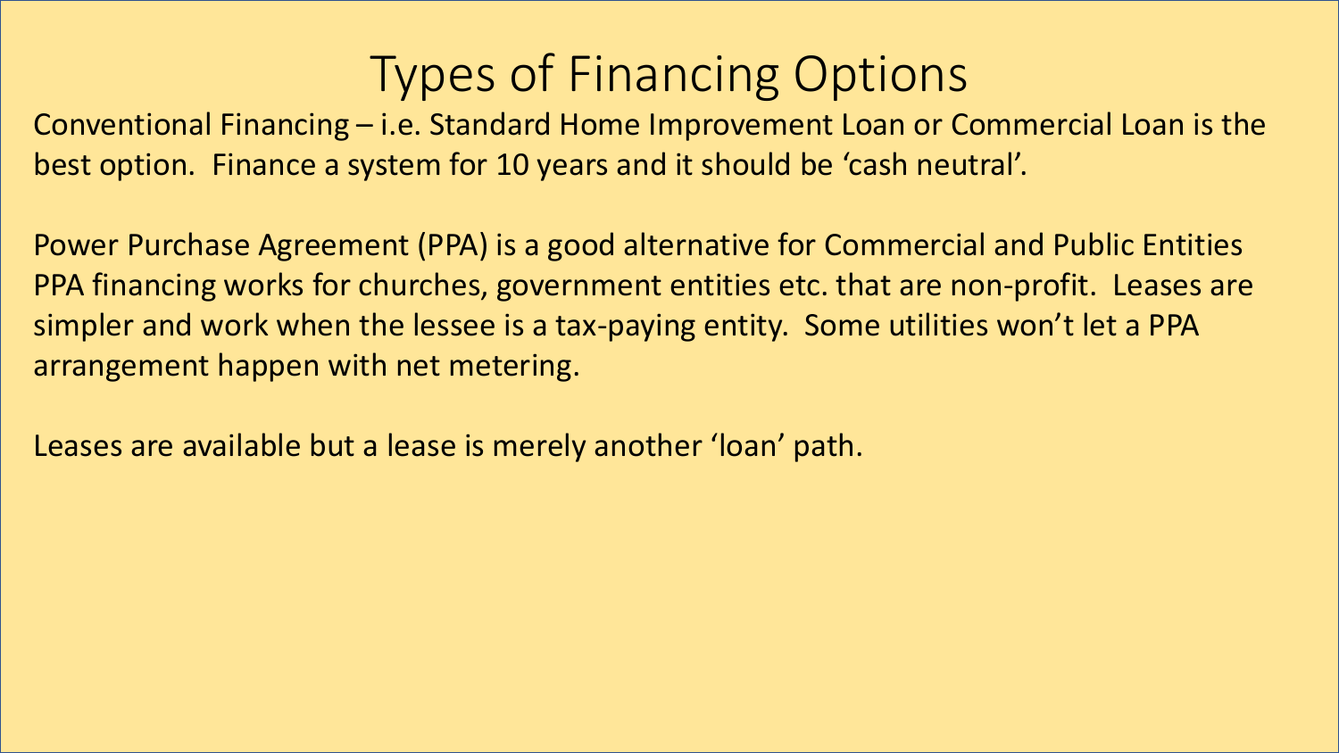# Types of Financing Options

Conventional Financing – i.e. Standard Home Improvement Loan or Commercial Loan is the best option. Finance a system for 10 years and it should be 'cash neutral'.

Power Purchase Agreement (PPA) is a good alternative for Commercial and Public Entities PPA financing works for churches, government entities etc. that are non-profit. Leases are simpler and work when the lessee is a tax-paying entity. Some utilities won't let a PPA arrangement happen with net metering.

Leases are available but a lease is merely another 'loan' path.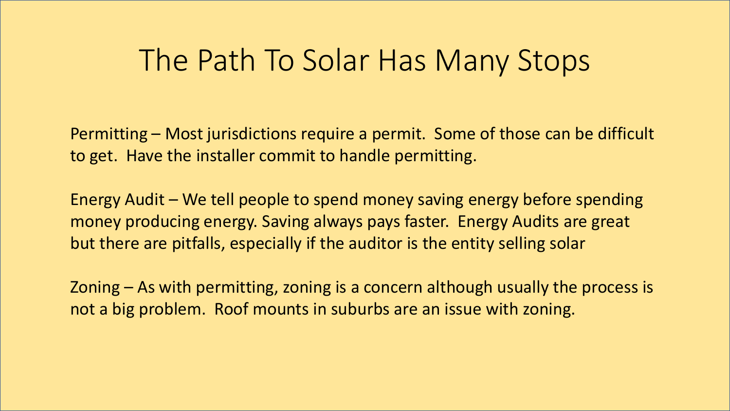# The Path To Solar Has Many Stops

Permitting – Most jurisdictions require a permit. Some of those can be difficult to get. Have the installer commit to handle permitting.

Energy Audit – We tell people to spend money saving energy before spending money producing energy. Saving always pays faster. Energy Audits are great but there are pitfalls, especially if the auditor is the entity selling solar

Zoning – As with permitting, zoning is a concern although usually the process is not a big problem. Roof mounts in suburbs are an issue with zoning.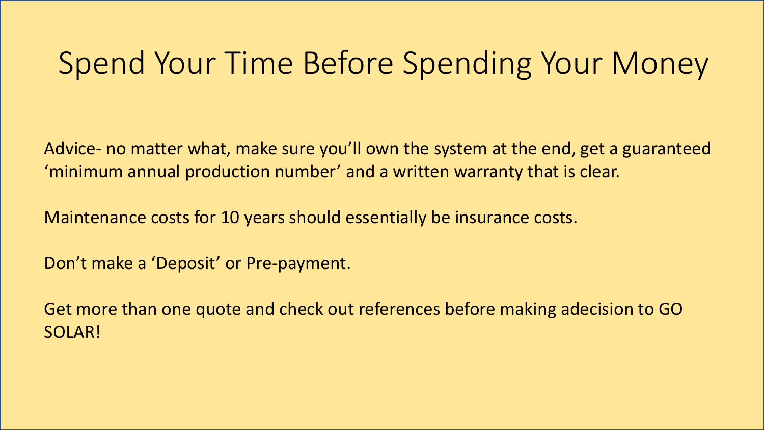# Spend Your Time Before Spending Your Money

Advice- no matter what, make sure you'll own the system at the end, get a guaranteed 'minimum annual production number' and a written warranty that is clear.

Maintenance costs for 10 years should essentially be insurance costs.

Don't make a 'Deposit' or Pre-payment.

Get more than one quote and check out references before making adecision to GO SOLAR!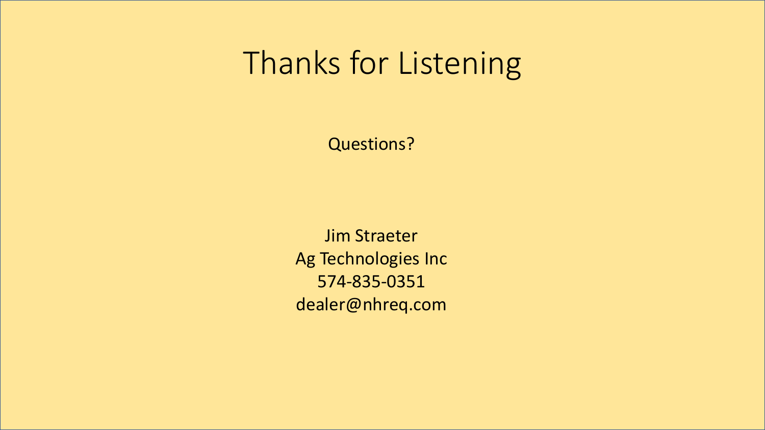# Thanks for Listening

Questions?

Jim Straeter
Ag Technologies Inc
574-835-0351
dealer@nhreq.com